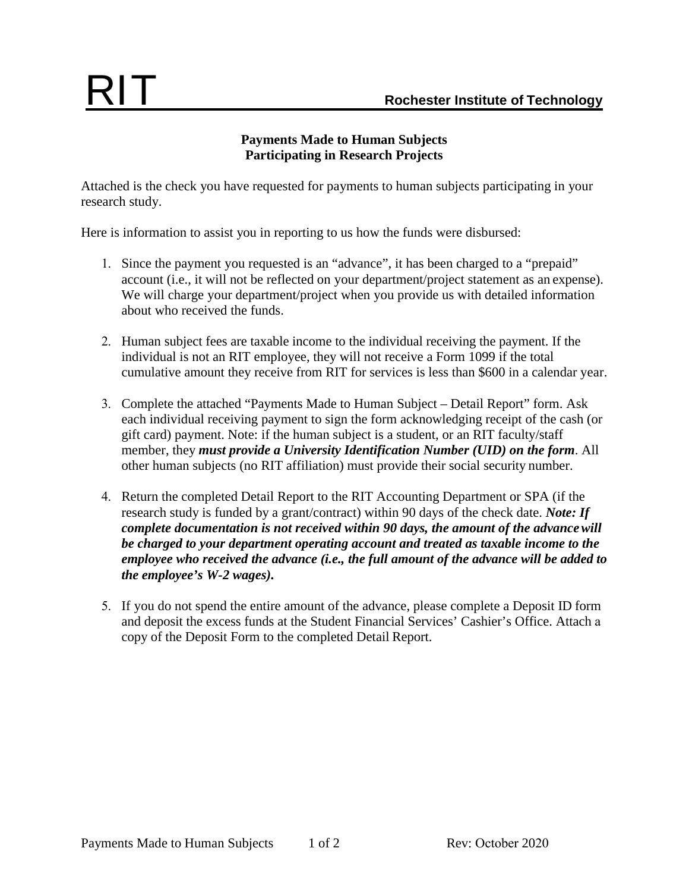# RIT — Rochester Institute of Technology

## Payments Made to Human Subjects Participating in Research Projects

Attached is the check you have requested for payments to human subjects participating in your research study.

Here is information to assist you in reporting to us how the funds were disbursed:

1. Since the payment you requested is an "advance", it has been charged to a "prepaid" account (i.e., it will not be reflected on your department/project statement as an expense). We will charge your department/project when you provide us with detailed information about who received the funds.

2. Human subject fees are taxable income to the individual receiving the payment. If the individual is not an RIT employee, they will not receive a Form 1099 if the total cumulative amount they receive from RIT for services is less than $600 in a calendar year.

3. Complete the attached "Payments Made to Human Subject – Detail Report" form. Ask each individual receiving payment to sign the form acknowledging receipt of the cash (or gift card) payment. Note: if the human subject is a student, or an RIT faculty/staff member, they ***must provide a University Identification Number (UID) on the form***. All other human subjects (no RIT affiliation) must provide their social security number.

4. Return the completed Detail Report to the RIT Accounting Department or SPA (if the research study is funded by a grant/contract) within 90 days of the check date. ***Note: If complete documentation is not received within 90 days, the amount of the advance will be charged to your department operating account and treated as taxable income to the employee who received the advance (i.e., the full amount of the advance will be added to the employee's W-2 wages).***

5. If you do not spend the entire amount of the advance, please complete a Deposit ID form and deposit the excess funds at the Student Financial Services' Cashier's Office. Attach a copy of the Deposit Form to the completed Detail Report.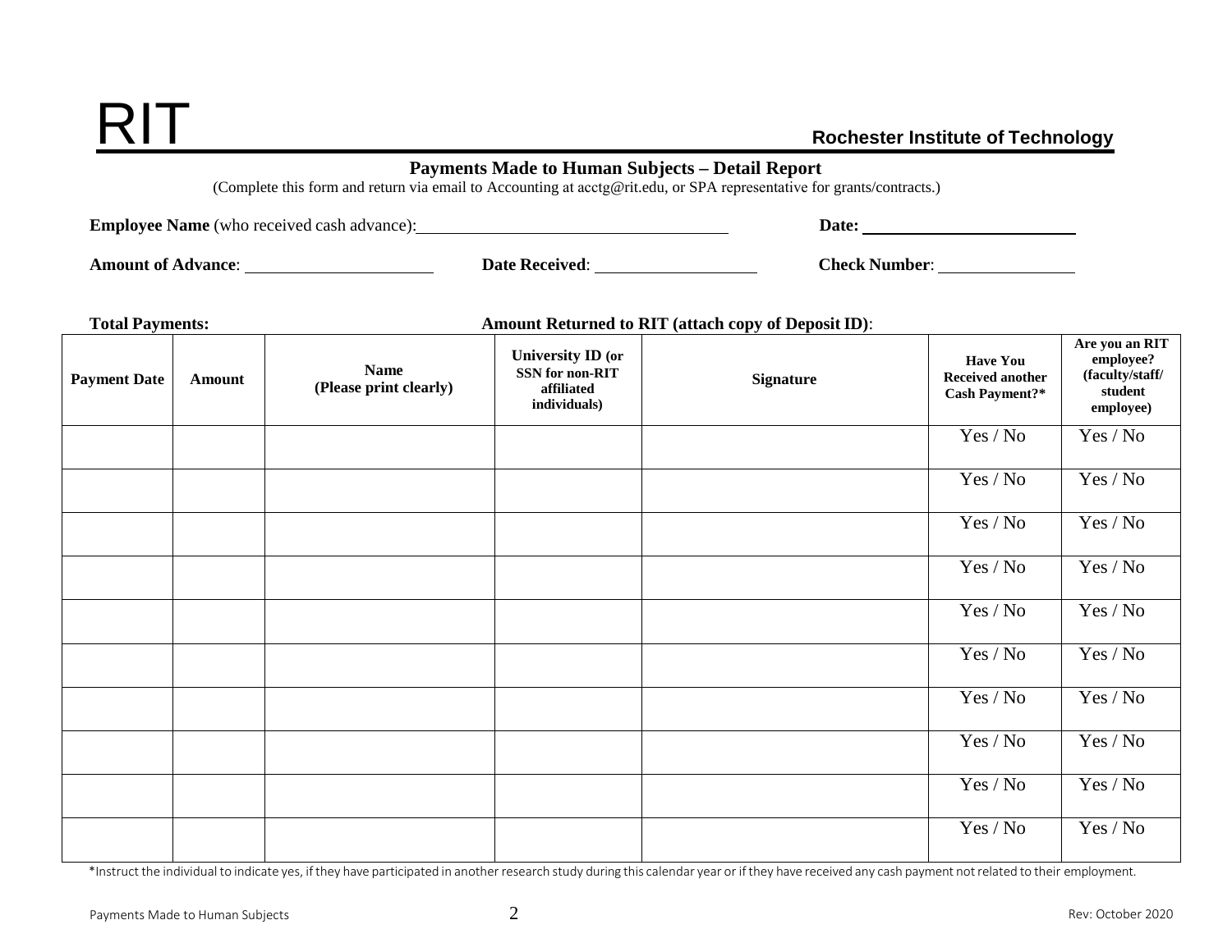RIT **Rochester Institute of Technology**

## Payments Made to Human Subjects – Detail Report

(Complete this form and return via email to Accounting at acctg@rit.edu, or SPA representative for grants/contracts.)

**Employee Name** (who received cash advance): ______________________ **Date:** ______________

**Amount of Advance**: ______________ **Date Received**: ______________ **Check Number**: ______________

**Total Payments:** **Amount Returned to RIT (attach copy of Deposit ID)**:

| Payment Date | Amount | Name (Please print clearly) | University ID (or SSN for non-RIT affiliated individuals) | Signature | Have You Received another Cash Payment?* | Are you an RIT employee? (faculty/staff/ student employee) |
|---|---|---|---|---|---|---|
| | | | | | Yes / No | Yes / No |
| | | | | | Yes / No | Yes / No |
| | | | | | Yes / No | Yes / No |
| | | | | | Yes / No | Yes / No |
| | | | | | Yes / No | Yes / No |
| | | | | | Yes / No | Yes / No |
| | | | | | Yes / No | Yes / No |
| | | | | | Yes / No | Yes / No |
| | | | | | Yes / No | Yes / No |
| | | | | | Yes / No | Yes / No |

*Instruct the individual to indicate yes, if they have participated in another research study during this calendar year or if they have received any cash payment not related to their employment.

Payments Made to Human Subjects Rev: October 2020